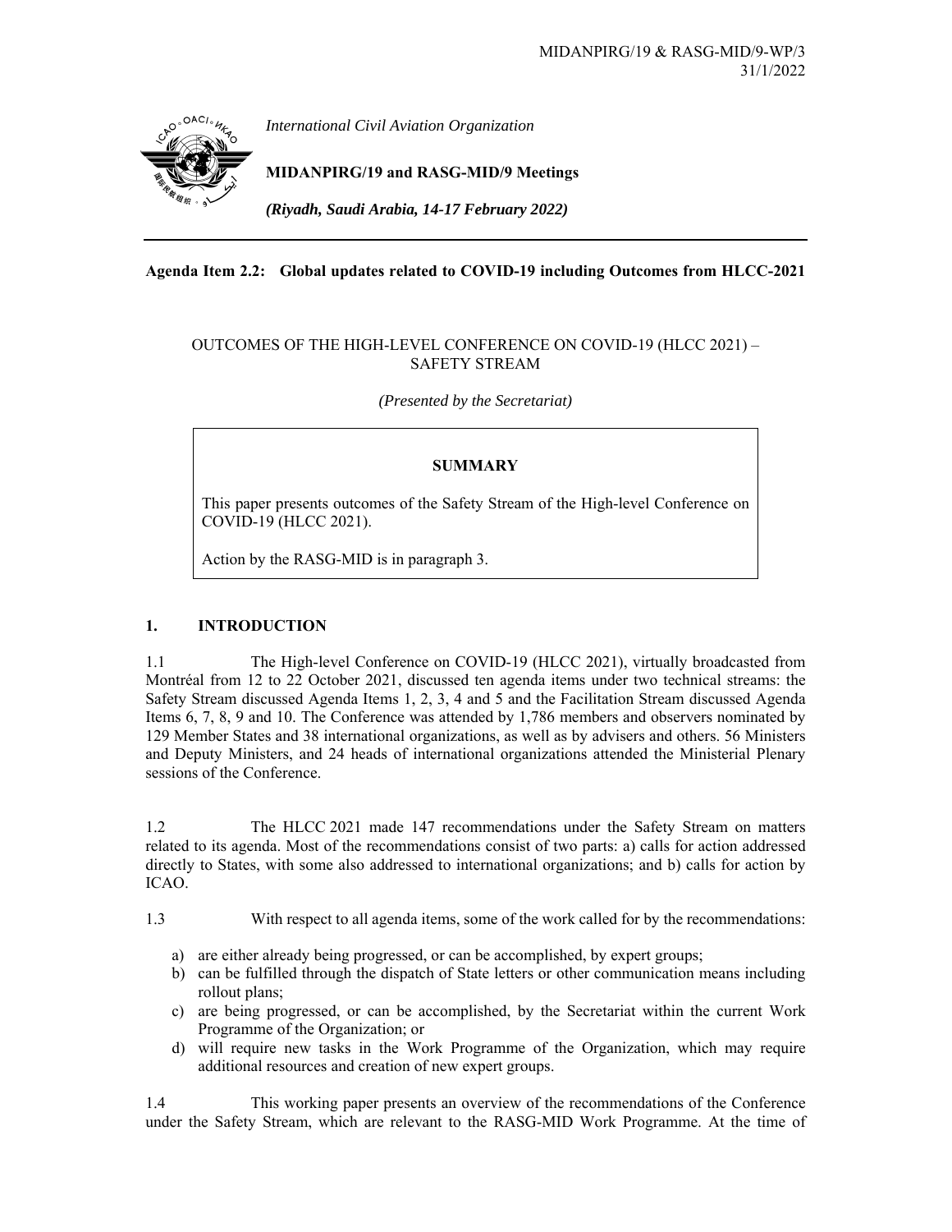MIDANPIRG/19 & RASG-MID/9-WP/3
31/1/2022

*International Civil Aviation Organization*

**MIDANPIRG/19 and RASG-MID/9 Meetings**

***(Riyadh, Saudi Arabia, 14-17 February 2022)***

---

**Agenda Item 2.2: Global updates related to COVID-19 including Outcomes from HLCC-2021**

OUTCOMES OF THE HIGH-LEVEL CONFERENCE ON COVID-19 (HLCC 2021) – SAFETY STREAM

*(Presented by the Secretariat)*

> **SUMMARY**
>
> This paper presents outcomes of the Safety Stream of the High-level Conference on COVID-19 (HLCC 2021).
>
> Action by the RASG-MID is in paragraph 3.

## 1. INTRODUCTION

1.1 The High-level Conference on COVID-19 (HLCC 2021), virtually broadcasted from Montréal from 12 to 22 October 2021, discussed ten agenda items under two technical streams: the Safety Stream discussed Agenda Items 1, 2, 3, 4 and 5 and the Facilitation Stream discussed Agenda Items 6, 7, 8, 9 and 10. The Conference was attended by 1,786 members and observers nominated by 129 Member States and 38 international organizations, as well as by advisers and others. 56 Ministers and Deputy Ministers, and 24 heads of international organizations attended the Ministerial Plenary sessions of the Conference.

1.2 The HLCC 2021 made 147 recommendations under the Safety Stream on matters related to its agenda. Most of the recommendations consist of two parts: a) calls for action addressed directly to States, with some also addressed to international organizations; and b) calls for action by ICAO.

1.3 With respect to all agenda items, some of the work called for by the recommendations:

a) are either already being progressed, or can be accomplished, by expert groups;
b) can be fulfilled through the dispatch of State letters or other communication means including rollout plans;
c) are being progressed, or can be accomplished, by the Secretariat within the current Work Programme of the Organization; or
d) will require new tasks in the Work Programme of the Organization, which may require additional resources and creation of new expert groups.

1.4 This working paper presents an overview of the recommendations of the Conference under the Safety Stream, which are relevant to the RASG-MID Work Programme. At the time of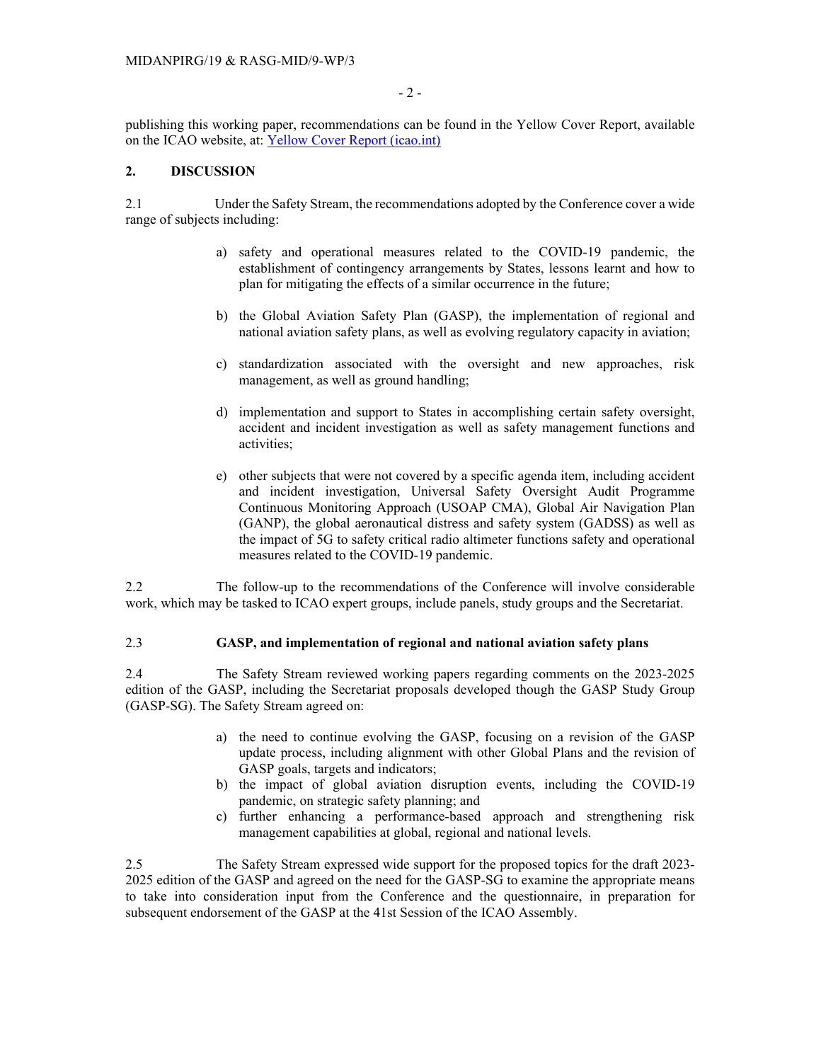publishing this working paper, recommendations can be found in the Yellow Cover Report, available on the ICAO website, at: [Yellow Cover Report (icao.int)](icao.int)

## 2. DISCUSSION

2.1 Under the Safety Stream, the recommendations adopted by the Conference cover a wide range of subjects including:

a) safety and operational measures related to the COVID-19 pandemic, the establishment of contingency arrangements by States, lessons learnt and how to plan for mitigating the effects of a similar occurrence in the future;

b) the Global Aviation Safety Plan (GASP), the implementation of regional and national aviation safety plans, as well as evolving regulatory capacity in aviation;

c) standardization associated with the oversight and new approaches, risk management, as well as ground handling;

d) implementation and support to States in accomplishing certain safety oversight, accident and incident investigation as well as safety management functions and activities;

e) other subjects that were not covered by a specific agenda item, including accident and incident investigation, Universal Safety Oversight Audit Programme Continuous Monitoring Approach (USOAP CMA), Global Air Navigation Plan (GANP), the global aeronautical distress and safety system (GADSS) as well as the impact of 5G to safety critical radio altimeter functions safety and operational measures related to the COVID-19 pandemic.

2.2 The follow-up to the recommendations of the Conference will involve considerable work, which may be tasked to ICAO expert groups, include panels, study groups and the Secretariat.

2.3 **GASP, and implementation of regional and national aviation safety plans**

2.4 The Safety Stream reviewed working papers regarding comments on the 2023-2025 edition of the GASP, including the Secretariat proposals developed though the GASP Study Group (GASP-SG). The Safety Stream agreed on:

a) the need to continue evolving the GASP, focusing on a revision of the GASP update process, including alignment with other Global Plans and the revision of GASP goals, targets and indicators;
b) the impact of global aviation disruption events, including the COVID-19 pandemic, on strategic safety planning; and
c) further enhancing a performance-based approach and strengthening risk management capabilities at global, regional and national levels.

2.5 The Safety Stream expressed wide support for the proposed topics for the draft 2023-2025 edition of the GASP and agreed on the need for the GASP-SG to examine the appropriate means to take into consideration input from the Conference and the questionnaire, in preparation for subsequent endorsement of the GASP at the 41st Session of the ICAO Assembly.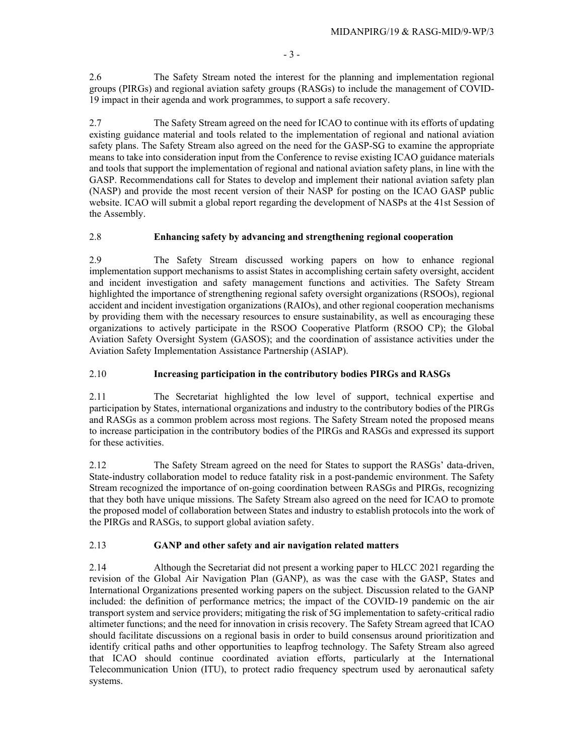2.6 The Safety Stream noted the interest for the planning and implementation regional groups (PIRGs) and regional aviation safety groups (RASGs) to include the management of COVID-19 impact in their agenda and work programmes, to support a safe recovery.

2.7 The Safety Stream agreed on the need for ICAO to continue with its efforts of updating existing guidance material and tools related to the implementation of regional and national aviation safety plans. The Safety Stream also agreed on the need for the GASP-SG to examine the appropriate means to take into consideration input from the Conference to revise existing ICAO guidance materials and tools that support the implementation of regional and national aviation safety plans, in line with the GASP. Recommendations call for States to develop and implement their national aviation safety plan (NASP) and provide the most recent version of their NASP for posting on the ICAO GASP public website. ICAO will submit a global report regarding the development of NASPs at the 41st Session of the Assembly.

2.8 **Enhancing safety by advancing and strengthening regional cooperation**

2.9 The Safety Stream discussed working papers on how to enhance regional implementation support mechanisms to assist States in accomplishing certain safety oversight, accident and incident investigation and safety management functions and activities. The Safety Stream highlighted the importance of strengthening regional safety oversight organizations (RSOOs), regional accident and incident investigation organizations (RAIOs), and other regional cooperation mechanisms by providing them with the necessary resources to ensure sustainability, as well as encouraging these organizations to actively participate in the RSOO Cooperative Platform (RSOO CP); the Global Aviation Safety Oversight System (GASOS); and the coordination of assistance activities under the Aviation Safety Implementation Assistance Partnership (ASIAP).

2.10 **Increasing participation in the contributory bodies PIRGs and RASGs**

2.11 The Secretariat highlighted the low level of support, technical expertise and participation by States, international organizations and industry to the contributory bodies of the PIRGs and RASGs as a common problem across most regions. The Safety Stream noted the proposed means to increase participation in the contributory bodies of the PIRGs and RASGs and expressed its support for these activities.

2.12 The Safety Stream agreed on the need for States to support the RASGs' data-driven, State-industry collaboration model to reduce fatality risk in a post-pandemic environment. The Safety Stream recognized the importance of on-going coordination between RASGs and PIRGs, recognizing that they both have unique missions. The Safety Stream also agreed on the need for ICAO to promote the proposed model of collaboration between States and industry to establish protocols into the work of the PIRGs and RASGs, to support global aviation safety.

2.13 **GANP and other safety and air navigation related matters**

2.14 Although the Secretariat did not present a working paper to HLCC 2021 regarding the revision of the Global Air Navigation Plan (GANP), as was the case with the GASP, States and International Organizations presented working papers on the subject. Discussion related to the GANP included: the definition of performance metrics; the impact of the COVID-19 pandemic on the air transport system and service providers; mitigating the risk of 5G implementation to safety-critical radio altimeter functions; and the need for innovation in crisis recovery. The Safety Stream agreed that ICAO should facilitate discussions on a regional basis in order to build consensus around prioritization and identify critical paths and other opportunities to leapfrog technology. The Safety Stream also agreed that ICAO should continue coordinated aviation efforts, particularly at the International Telecommunication Union (ITU), to protect radio frequency spectrum used by aeronautical safety systems.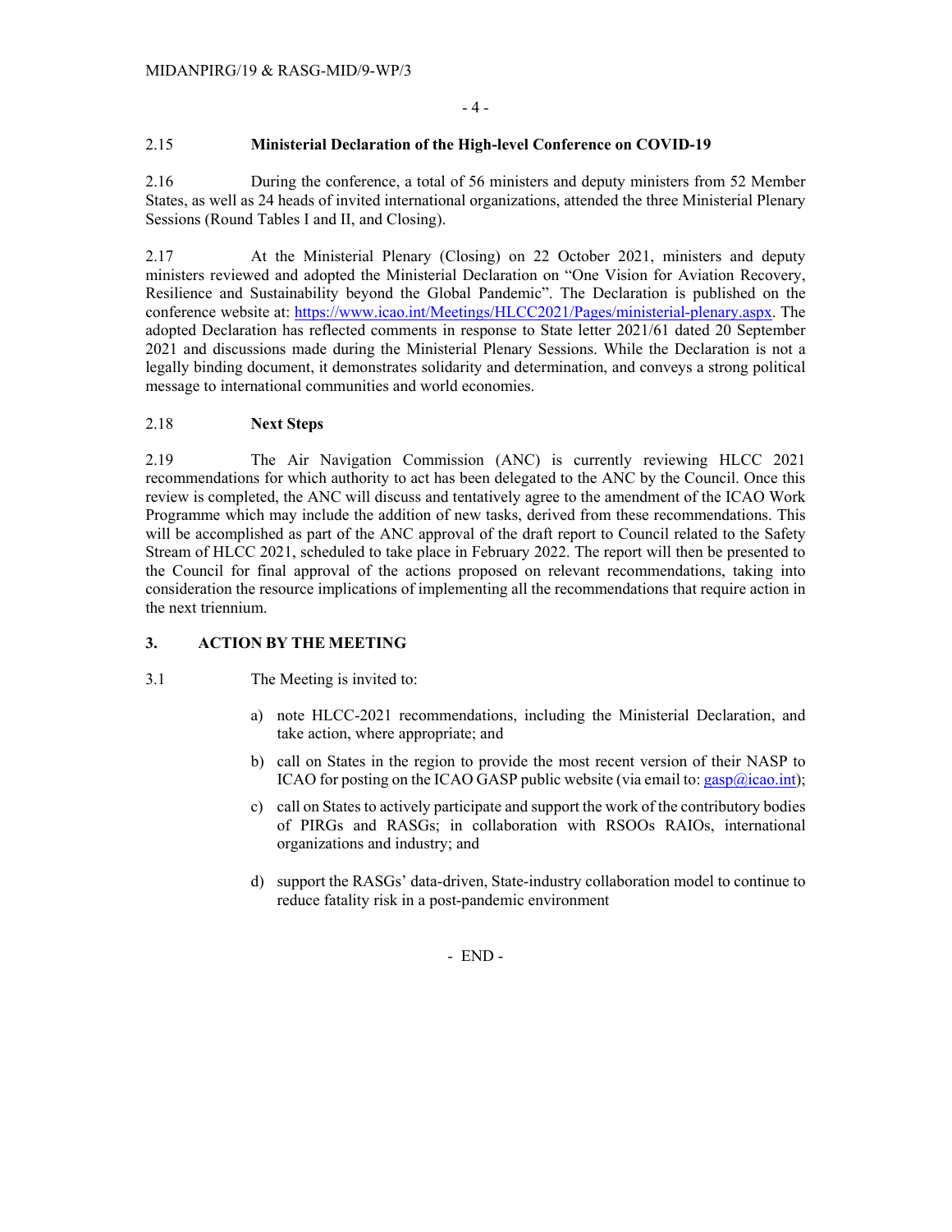2.15 **Ministerial Declaration of the High-level Conference on COVID-19**

2.16 During the conference, a total of 56 ministers and deputy ministers from 52 Member States, as well as 24 heads of invited international organizations, attended the three Ministerial Plenary Sessions (Round Tables I and II, and Closing).

2.17 At the Ministerial Plenary (Closing) on 22 October 2021, ministers and deputy ministers reviewed and adopted the Ministerial Declaration on "One Vision for Aviation Recovery, Resilience and Sustainability beyond the Global Pandemic". The Declaration is published on the conference website at: https://www.icao.int/Meetings/HLCC2021/Pages/ministerial-plenary.aspx. The adopted Declaration has reflected comments in response to State letter 2021/61 dated 20 September 2021 and discussions made during the Ministerial Plenary Sessions. While the Declaration is not a legally binding document, it demonstrates solidarity and determination, and conveys a strong political message to international communities and world economies.

2.18 **Next Steps**

2.19 The Air Navigation Commission (ANC) is currently reviewing HLCC 2021 recommendations for which authority to act has been delegated to the ANC by the Council. Once this review is completed, the ANC will discuss and tentatively agree to the amendment of the ICAO Work Programme which may include the addition of new tasks, derived from these recommendations. This will be accomplished as part of the ANC approval of the draft report to Council related to the Safety Stream of HLCC 2021, scheduled to take place in February 2022. The report will then be presented to the Council for final approval of the actions proposed on relevant recommendations, taking into consideration the resource implications of implementing all the recommendations that require action in the next triennium.

## 3. ACTION BY THE MEETING

3.1 The Meeting is invited to:

a) note HLCC-2021 recommendations, including the Ministerial Declaration, and take action, where appropriate; and

b) call on States in the region to provide the most recent version of their NASP to ICAO for posting on the ICAO GASP public website (via email to: gasp@icao.int);

c) call on States to actively participate and support the work of the contributory bodies of PIRGs and RASGs; in collaboration with RSOOs RAIOs, international organizations and industry; and

d) support the RASGs' data-driven, State-industry collaboration model to continue to reduce fatality risk in a post-pandemic environment

- END -